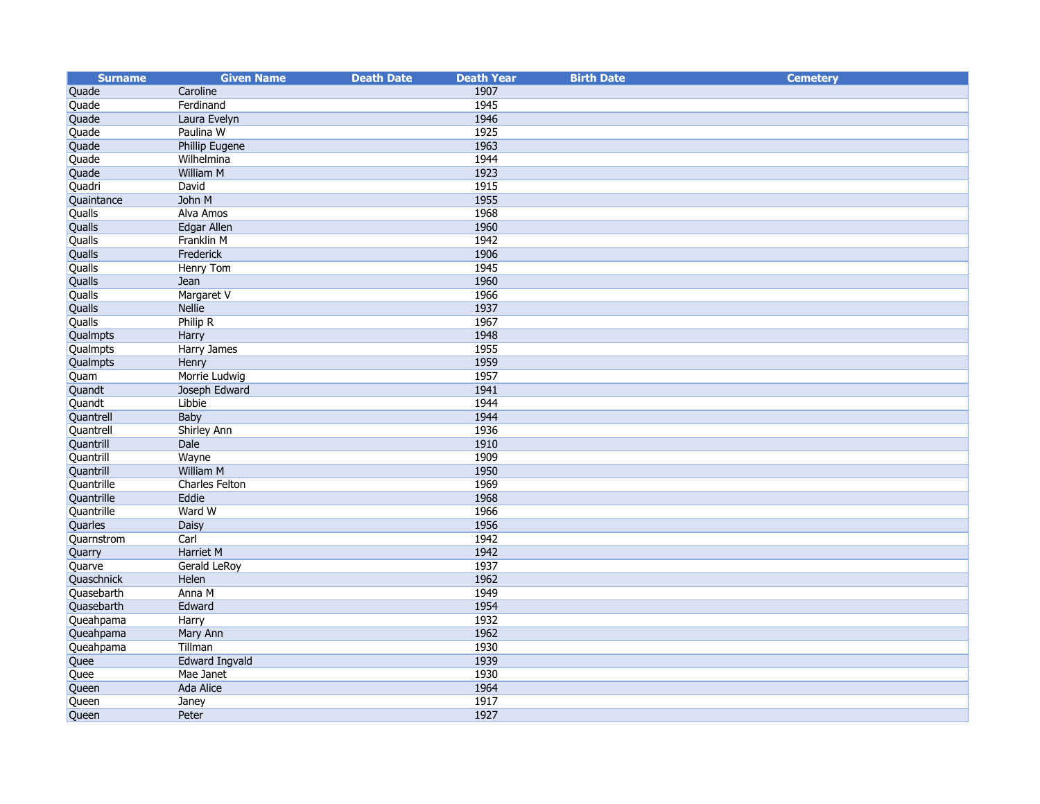| Surname | Given Name | Death Date | Death Year | Birth Date | Cemetery |
|---|---|---|---|---|---|
| Quade | Caroline | | 1907 | | |
| Quade | Ferdinand | | 1945 | | |
| Quade | Laura Evelyn | | 1946 | | |
| Quade | Paulina W | | 1925 | | |
| Quade | Phillip Eugene | | 1963 | | |
| Quade | Wilhelmina | | 1944 | | |
| Quade | William M | | 1923 | | |
| Quadri | David | | 1915 | | |
| Quaintance | John M | | 1955 | | |
| Qualls | Alva Amos | | 1968 | | |
| Qualls | Edgar Allen | | 1960 | | |
| Qualls | Franklin M | | 1942 | | |
| Qualls | Frederick | | 1906 | | |
| Qualls | Henry Tom | | 1945 | | |
| Qualls | Jean | | 1960 | | |
| Qualls | Margaret V | | 1966 | | |
| Qualls | Nellie | | 1937 | | |
| Qualls | Philip R | | 1967 | | |
| Qualmpts | Harry | | 1948 | | |
| Qualmpts | Harry James | | 1955 | | |
| Qualmpts | Henry | | 1959 | | |
| Quam | Morrie Ludwig | | 1957 | | |
| Quandt | Joseph Edward | | 1941 | | |
| Quandt | Libbie | | 1944 | | |
| Quantrell | Baby | | 1944 | | |
| Quantrell | Shirley Ann | | 1936 | | |
| Quantrill | Dale | | 1910 | | |
| Quantrill | Wayne | | 1909 | | |
| Quantrill | William M | | 1950 | | |
| Quantrille | Charles Felton | | 1969 | | |
| Quantrille | Eddie | | 1968 | | |
| Quantrille | Ward W | | 1966 | | |
| Quarles | Daisy | | 1956 | | |
| Quarnstrom | Carl | | 1942 | | |
| Quarry | Harriet M | | 1942 | | |
| Quarve | Gerald LeRoy | | 1937 | | |
| Quaschnick | Helen | | 1962 | | |
| Quasebarth | Anna M | | 1949 | | |
| Quasebarth | Edward | | 1954 | | |
| Queahpama | Harry | | 1932 | | |
| Queahpama | Mary Ann | | 1962 | | |
| Queahpama | Tillman | | 1930 | | |
| Quee | Edward Ingvald | | 1939 | | |
| Quee | Mae Janet | | 1930 | | |
| Queen | Ada Alice | | 1964 | | |
| Queen | Janey | | 1917 | | |
| Queen | Peter | | 1927 | | |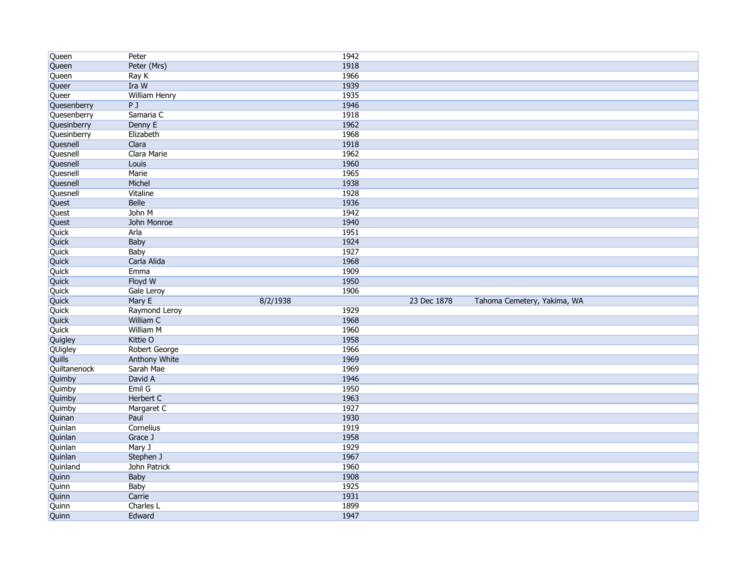| | | | | | |
|---|---|---|---|---|---|
| Queen | Peter | | 1942 | | |
| Queen | Peter (Mrs) | | 1918 | | |
| Queen | Ray K | | 1966 | | |
| Queer | Ira W | | 1939 | | |
| Queer | William Henry | | 1935 | | |
| Quesenberry | P J | | 1946 | | |
| Quesenberry | Samaria C | | 1918 | | |
| Quesinberry | Denny E | | 1962 | | |
| Quesinberry | Elizabeth | | 1968 | | |
| Quesnell | Clara | | 1918 | | |
| Quesnell | Clara Marie | | 1962 | | |
| Quesnell | Louis | | 1960 | | |
| Quesnell | Marie | | 1965 | | |
| Quesnell | Michel | | 1938 | | |
| Quesnell | Vitaline | | 1928 | | |
| Quest | Belle | | 1936 | | |
| Quest | John M | | 1942 | | |
| Quest | John Monroe | | 1940 | | |
| Quick | Arla | | 1951 | | |
| Quick | Baby | | 1924 | | |
| Quick | Baby | | 1927 | | |
| Quick | Carla Alida | | 1968 | | |
| Quick | Emma | | 1909 | | |
| Quick | Floyd W | | 1950 | | |
| Quick | Gale Leroy | | 1906 | | |
| Quick | Mary E | 8/2/1938 | | 23 Dec 1878 | Tahoma Cemetery, Yakima, WA |
| Quick | Raymond Leroy | | 1929 | | |
| Quick | William C | | 1968 | | |
| Quick | William M | | 1960 | | |
| Quigley | Kittie O | | 1958 | | |
| QUigley | Robert George | | 1966 | | |
| Quills | Anthony White | | 1969 | | |
| Quiltanenock | Sarah Mae | | 1969 | | |
| Quimby | David A | | 1946 | | |
| Quimby | Emil G | | 1950 | | |
| Quimby | Herbert C | | 1963 | | |
| Quimby | Margaret C | | 1927 | | |
| Quinan | Paul | | 1930 | | |
| Quinlan | Cornelius | | 1919 | | |
| Quinlan | Grace J | | 1958 | | |
| Quinlan | Mary J | | 1929 | | |
| Quinlan | Stephen J | | 1967 | | |
| Quinland | John Patrick | | 1960 | | |
| Quinn | Baby | | 1908 | | |
| Quinn | Baby | | 1925 | | |
| Quinn | Carrie | | 1931 | | |
| Quinn | Charles L | | 1899 | | |
| Quinn | Edward | | 1947 | | |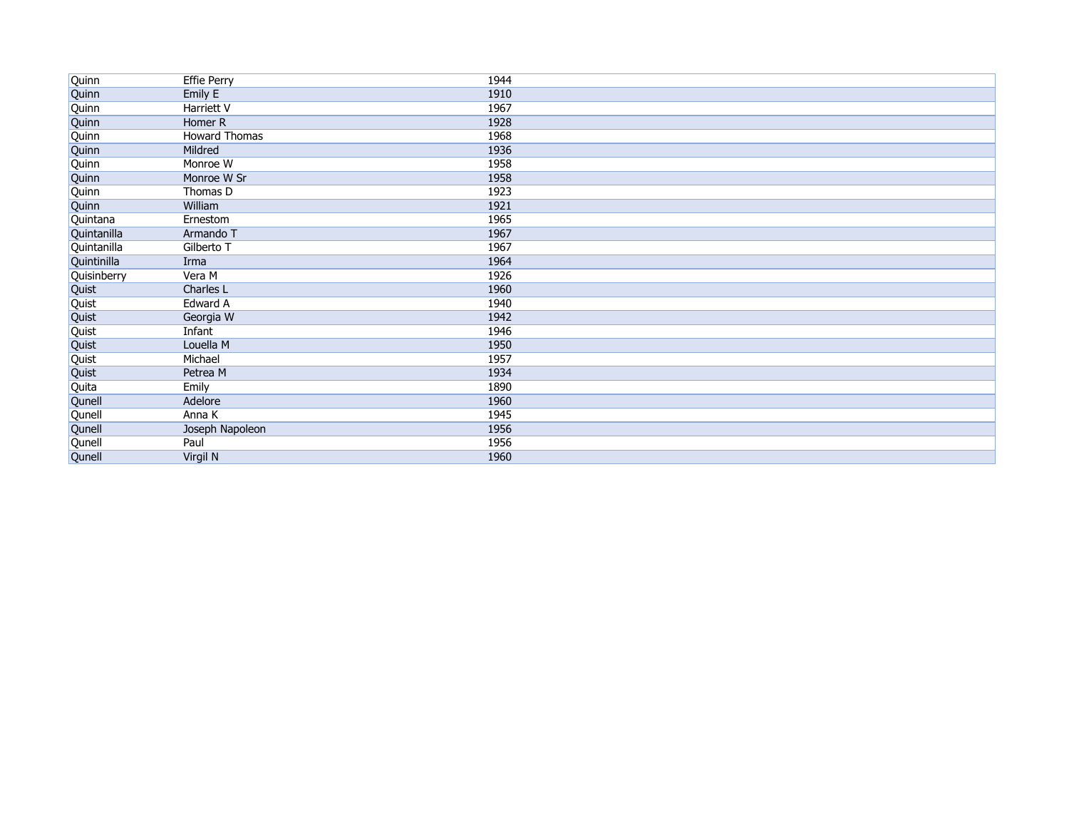| | | |
|---|---|---|
| Quinn | Effie Perry | 1944 |
| Quinn | Emily E | 1910 |
| Quinn | Harriett V | 1967 |
| Quinn | Homer R | 1928 |
| Quinn | Howard Thomas | 1968 |
| Quinn | Mildred | 1936 |
| Quinn | Monroe W | 1958 |
| Quinn | Monroe W Sr | 1958 |
| Quinn | Thomas D | 1923 |
| Quinn | William | 1921 |
| Quintana | Ernestom | 1965 |
| Quintanilla | Armando T | 1967 |
| Quintanilla | Gilberto T | 1967 |
| Quintinilla | Irma | 1964 |
| Quisinberry | Vera M | 1926 |
| Quist | Charles L | 1960 |
| Quist | Edward A | 1940 |
| Quist | Georgia W | 1942 |
| Quist | Infant | 1946 |
| Quist | Louella M | 1950 |
| Quist | Michael | 1957 |
| Quist | Petrea M | 1934 |
| Quita | Emily | 1890 |
| Qunell | Adelore | 1960 |
| Qunell | Anna K | 1945 |
| Qunell | Joseph Napoleon | 1956 |
| Qunell | Paul | 1956 |
| Qunell | Virgil N | 1960 |